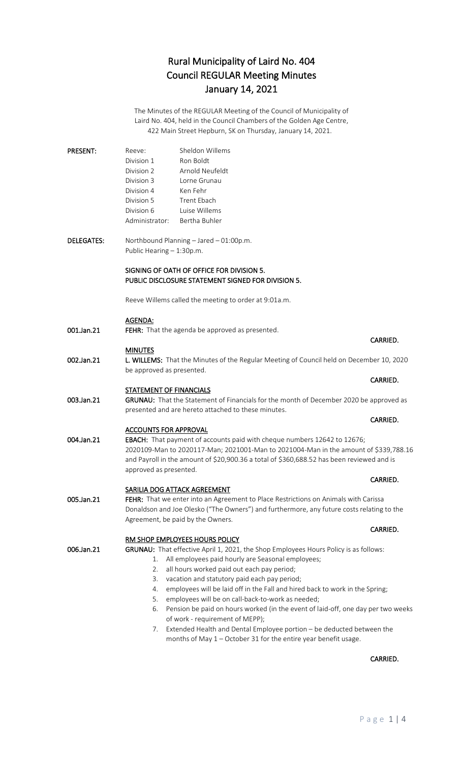# Rural Municipality of Laird No. 404
# Council REGULAR Meeting Minutes
# January 14, 2021

The Minutes of the REGULAR Meeting of the Council of Municipality of Laird No. 404, held in the Council Chambers of the Golden Age Centre, 422 Main Street Hepburn, SK on Thursday, January 14, 2021.

**PRESENT:**

| | |
|---|---|
| Reeve: | Sheldon Willems |
| Division 1 | Ron Boldt |
| Division 2 | Arnold Neufeldt |
| Division 3 | Lorne Grunau |
| Division 4 | Ken Fehr |
| Division 5 | Trent Ebach |
| Division 6 | Luise Willems |
| Administrator: | Bertha Buhler |

**DELEGATES:** Northbound Planning – Jared – 01:00p.m.
Public Hearing – 1:30p.m.

**SIGNING OF OATH OF OFFICE FOR DIVISION 5.**
**PUBLIC DISCLOSURE STATEMENT SIGNED FOR DIVISION 5.**

Reeve Willems called the meeting to order at 9:01a.m.

**AGENDA:**

**001.Jan.21** **FEHR:** That the agenda be approved as presented.

**CARRIED.**

**MINUTES**

**002.Jan.21** **L. WILLEMS:** That the Minutes of the Regular Meeting of Council held on December 10, 2020 be approved as presented.

**CARRIED.**

**STATEMENT OF FINANCIALS**

**003.Jan.21** **GRUNAU:** That the Statement of Financials for the month of December 2020 be approved as presented and are hereto attached to these minutes.

**CARRIED.**

**ACCOUNTS FOR APPROVAL**

**004.Jan.21** **EBACH:** That payment of accounts paid with cheque numbers 12642 to 12676; 2020109-Man to 2020117-Man; 2021001-Man to 2021004-Man in the amount of $339,788.16 and Payroll in the amount of $20,900.36 a total of $360,688.52 has been reviewed and is approved as presented.

**CARRIED.**

**SARILIA DOG ATTACK AGREEMENT**

**005.Jan.21** **FEHR:** That we enter into an Agreement to Place Restrictions on Animals with Carissa Donaldson and Joe Olesko ("The Owners") and furthermore, any future costs relating to the Agreement, be paid by the Owners.

**CARRIED.**

**RM SHOP EMPLOYEES HOURS POLICY**

**006.Jan.21** **GRUNAU:** That effective April 1, 2021, the Shop Employees Hours Policy is as follows:

1. All employees paid hourly are Seasonal employees;
2. all hours worked paid out each pay period;
3. vacation and statutory paid each pay period;
4. employees will be laid off in the Fall and hired back to work in the Spring;
5. employees will be on call-back-to-work as needed;
6. Pension be paid on hours worked (in the event of laid-off, one day per two weeks of work - requirement of MEPP);
7. Extended Health and Dental Employee portion – be deducted between the months of May 1 – October 31 for the entire year benefit usage.

**CARRIED.**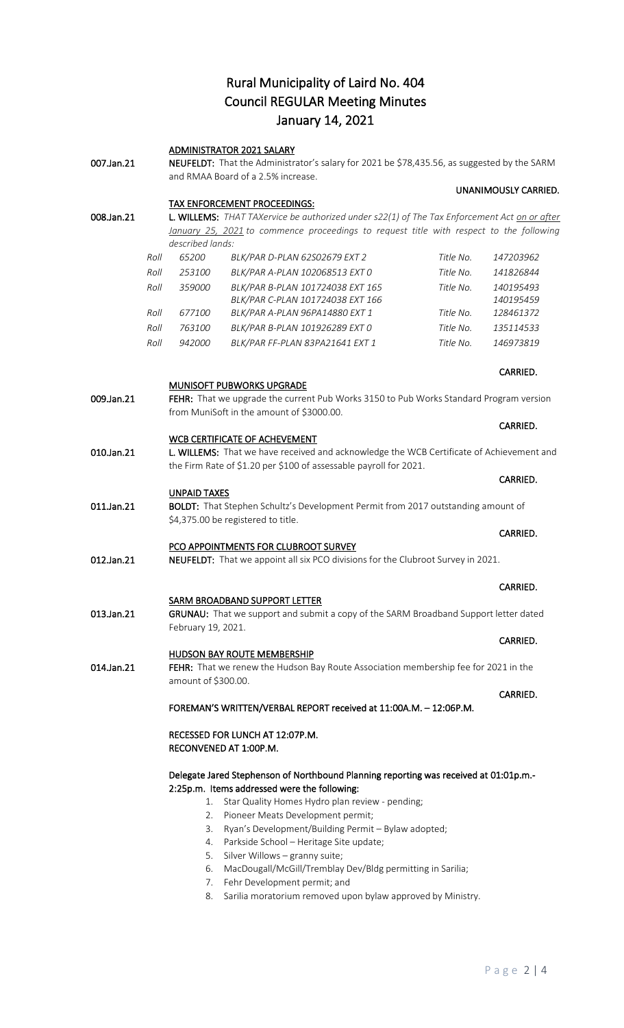# Rural Municipality of Laird No. 404
# Council REGULAR Meeting Minutes
# January 14, 2021

**ADMINISTRATOR 2021 SALARY**

**007.Jan.21** **NEUFELDT:** That the Administrator's salary for 2021 be $78,435.56, as suggested by the SARM and RMAA Board of a 2.5% increase.

**UNANIMOUSLY CARRIED.**

**TAX ENFORCEMENT PROCEEDINGS:**

**008.Jan.21** **L. WILLEMS:** *THAT TAXervice be authorized under s22(1) of The Tax Enforcement Act on or after January 25, 2021 to commence proceedings to request title with respect to the following described lands:*

| | | | | |
|---|---|---|---|---|
| Roll | 65200 | BLK/PAR D-PLAN 62S02679 EXT 2 | Title No. | 147203962 |
| Roll | 253100 | BLK/PAR A-PLAN 102068513 EXT 0 | Title No. | 141826844 |
| Roll | 359000 | BLK/PAR B-PLAN 101724038 EXT 165<br>BLK/PAR C-PLAN 101724038 EXT 166 | Title No. | 140195493<br>140195459 |
| Roll | 677100 | BLK/PAR A-PLAN 96PA14880 EXT 1 | Title No. | 128461372 |
| Roll | 763100 | BLK/PAR B-PLAN 101926289 EXT 0 | Title No. | 135114533 |
| Roll | 942000 | BLK/PAR FF-PLAN 83PA21641 EXT 1 | Title No. | 146973819 |

**CARRIED.**

**MUNISOFT PUBWORKS UPGRADE**

**009.Jan.21** **FEHR:** That we upgrade the current Pub Works 3150 to Pub Works Standard Program version from MuniSoft in the amount of $3000.00.

**CARRIED.**

**WCB CERTIFICATE OF ACHEVEMENT**

**010.Jan.21** **L. WILLEMS:** That we have received and acknowledge the WCB Certificate of Achievement and the Firm Rate of $1.20 per $100 of assessable payroll for 2021.

**CARRIED.**

**UNPAID TAXES**

**011.Jan.21** **BOLDT:** That Stephen Schultz's Development Permit from 2017 outstanding amount of $4,375.00 be registered to title.

**CARRIED.**

**PCO APPOINTMENTS FOR CLUBROOT SURVEY**

**012.Jan.21** **NEUFELDT:** That we appoint all six PCO divisions for the Clubroot Survey in 2021.

**CARRIED.**

**SARM BROADBAND SUPPORT LETTER**

**013.Jan.21** **GRUNAU:** That we support and submit a copy of the SARM Broadband Support letter dated February 19, 2021.

**CARRIED.**

**HUDSON BAY ROUTE MEMBERSHIP**

**014.Jan.21** **FEHR:** That we renew the Hudson Bay Route Association membership fee for 2021 in the amount of $300.00.

**CARRIED.**

**FOREMAN'S WRITTEN/VERBAL REPORT received at 11:00A.M. – 12:06P.M.**

**RECESSED FOR LUNCH AT 12:07P.M.**
**RECONVENED AT 1:00P.M.**

**Delegate Jared Stephenson of Northbound Planning reporting was received at 01:01p.m.- 2:25p.m. Items addressed were the following:**

1. Star Quality Homes Hydro plan review - pending;
2. Pioneer Meats Development permit;
3. Ryan's Development/Building Permit – Bylaw adopted;
4. Parkside School – Heritage Site update;
5. Silver Willows – granny suite;
6. MacDougall/McGill/Tremblay Dev/Bldg permitting in Sarilia;
7. Fehr Development permit; and
8. Sarilia moratorium removed upon bylaw approved by Ministry.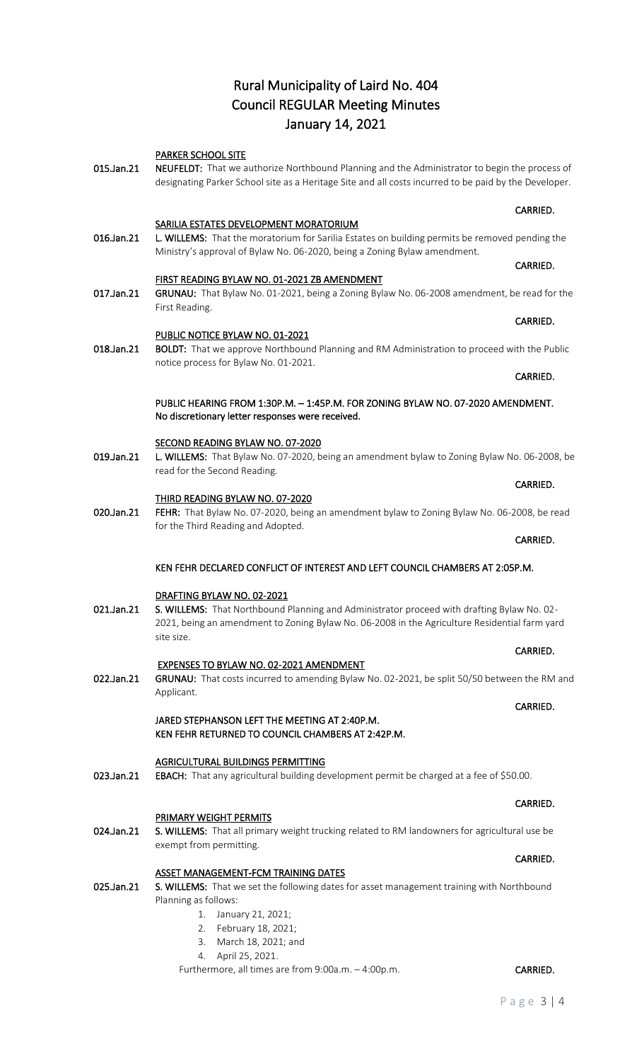# Rural Municipality of Laird No. 404
# Council REGULAR Meeting Minutes
# January 14, 2021

**PARKER SCHOOL SITE**

**015.Jan.21** **NEUFELDT:** That we authorize Northbound Planning and the Administrator to begin the process of designating Parker School site as a Heritage Site and all costs incurred to be paid by the Developer.

**CARRIED.**

**SARILIA ESTATES DEVELOPMENT MORATORIUM**

**016.Jan.21** **L. WILLEMS:** That the moratorium for Sarilia Estates on building permits be removed pending the Ministry's approval of Bylaw No. 06-2020, being a Zoning Bylaw amendment.

**CARRIED.**

**FIRST READING BYLAW NO. 01-2021 ZB AMENDMENT**

**017.Jan.21** **GRUNAU:** That Bylaw No. 01-2021, being a Zoning Bylaw No. 06-2008 amendment, be read for the First Reading.

**CARRIED.**

**PUBLIC NOTICE BYLAW NO. 01-2021**

**018.Jan.21** **BOLDT:** That we approve Northbound Planning and RM Administration to proceed with the Public notice process for Bylaw No. 01-2021.

**CARRIED.**

**PUBLIC HEARING FROM 1:30P.M. – 1:45P.M. FOR ZONING BYLAW NO. 07-2020 AMENDMENT. No discretionary letter responses were received.**

**SECOND READING BYLAW NO. 07-2020**

**019.Jan.21** **L. WILLEMS:** That Bylaw No. 07-2020, being an amendment bylaw to Zoning Bylaw No. 06-2008, be read for the Second Reading.

**CARRIED.**

**THIRD READING BYLAW NO. 07-2020**

**020.Jan.21** **FEHR:** That Bylaw No. 07-2020, being an amendment bylaw to Zoning Bylaw No. 06-2008, be read for the Third Reading and Adopted.

**CARRIED.**

**KEN FEHR DECLARED CONFLICT OF INTEREST AND LEFT COUNCIL CHAMBERS AT 2:05P.M.**

**DRAFTING BYLAW NO. 02-2021**

**021.Jan.21** **S. WILLEMS:** That Northbound Planning and Administrator proceed with drafting Bylaw No. 02-2021, being an amendment to Zoning Bylaw No. 06-2008 in the Agriculture Residential farm yard site size.

**CARRIED.**

**EXPENSES TO BYLAW NO. 02-2021 AMENDMENT**

**022.Jan.21** **GRUNAU:** That costs incurred to amending Bylaw No. 02-2021, be split 50/50 between the RM and Applicant.

**CARRIED.**

**JARED STEPHANSON LEFT THE MEETING AT 2:40P.M.**
**KEN FEHR RETURNED TO COUNCIL CHAMBERS AT 2:42P.M.**

**AGRICULTURAL BUILDINGS PERMITTING**

**023.Jan.21** **EBACH:** That any agricultural building development permit be charged at a fee of $50.00.

**CARRIED.**

**PRIMARY WEIGHT PERMITS**

**024.Jan.21** **S. WILLEMS:** That all primary weight trucking related to RM landowners for agricultural use be exempt from permitting.

**CARRIED.**

**ASSET MANAGEMENT-FCM TRAINING DATES**

**025.Jan.21** **S. WILLEMS:** That we set the following dates for asset management training with Northbound Planning as follows:

1. January 21, 2021;
2. February 18, 2021;
3. March 18, 2021; and
4. April 25, 2021.

Furthermore, all times are from 9:00a.m. – 4:00p.m.

**CARRIED.**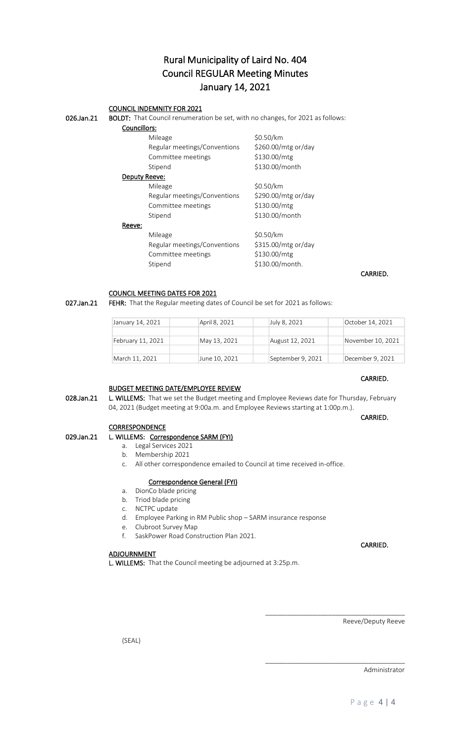# Rural Municipality of Laird No. 404
# Council REGULAR Meeting Minutes
# January 14, 2021

**COUNCIL INDEMNITY FOR 2021**

**026.Jan.21** **BOLDT:** That Council renumeration be set, with no changes, for 2021 as follows:

**Councillors:**

| | |
|---|---|
| Mileage | $0.50/km |
| Regular meetings/Conventions | $260.00/mtg or/day |
| Committee meetings | $130.00/mtg |
| Stipend | $130.00/month |

**Deputy Reeve:**

| | |
|---|---|
| Mileage | $0.50/km |
| Regular meetings/Conventions | $290.00/mtg or/day |
| Committee meetings | $130.00/mtg |
| Stipend | $130.00/month |

**Reeve:**

| | |
|---|---|
| Mileage | $0.50/km |
| Regular meetings/Conventions | $315.00/mtg or/day |
| Committee meetings | $130.00/mtg |
| Stipend | $130.00/month. |

**CARRIED.**

**COUNCIL MEETING DATES FOR 2021**

**027.Jan.21** **FEHR:** That the Regular meeting dates of Council be set for 2021 as follows:

| | | | |
|---|---|---|---|
| January 14, 2021 | April 8, 2021 | July 8, 2021 | October 14, 2021 |
| February 11, 2021 | May 13, 2021 | August 12, 2021 | November 10, 2021 |
| March 11, 2021 | June 10, 2021 | September 9, 2021 | December 9, 2021 |

**CARRIED.**

**BUDGET MEETING DATE/EMPLOYEE REVIEW**

**028.Jan.21** **L. WILLEMS:** That we set the Budget meeting and Employee Reviews date for Thursday, February 04, 2021 (Budget meeting at 9:00a.m. and Employee Reviews starting at 1:00p.m.).

**CARRIED.**

**CORRESPONDENCE**

**029.Jan.21** **L. WILLEMS:** **Correspondence SARM (FYI)**

a. Legal Services 2021
b. Membership 2021
c. All other correspondence emailed to Council at time received in-office.

**Correspondence General (FYI)**

a. DionCo blade pricing
b. Triod blade pricing
c. NCTPC update
d. Employee Parking in RM Public shop – SARM insurance response
e. Clubroot Survey Map
f. SaskPower Road Construction Plan 2021.

**CARRIED.**

**ADJOURNMENT**

**L. WILLEMS:** That the Council meeting be adjourned at 3:25p.m.

\_\_\_\_\_\_\_\_\_\_\_\_\_\_\_\_\_\_\_\_\_\_\_\_\_\_\_\_\_\_\_\_\_\_\_\_\_\_

Reeve/Deputy Reeve

(SEAL)

\_\_\_\_\_\_\_\_\_\_\_\_\_\_\_\_\_\_\_\_\_\_\_\_\_\_\_\_\_\_\_\_\_\_\_\_\_\_

Administrator